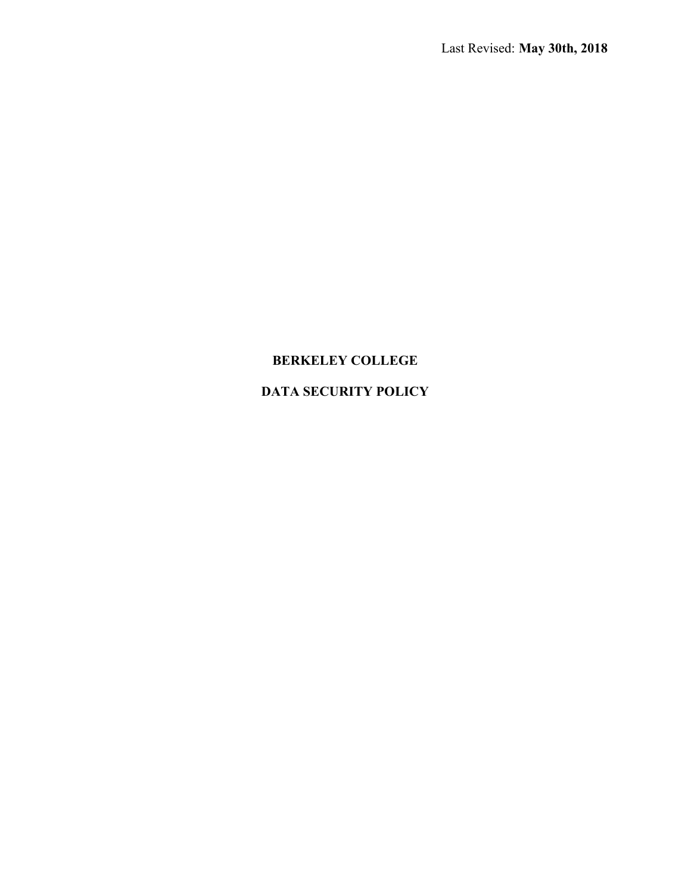Last Revised: **May 30th, 2018**

# BERKELEY COLLEGE

# DATA SECURITY POLICY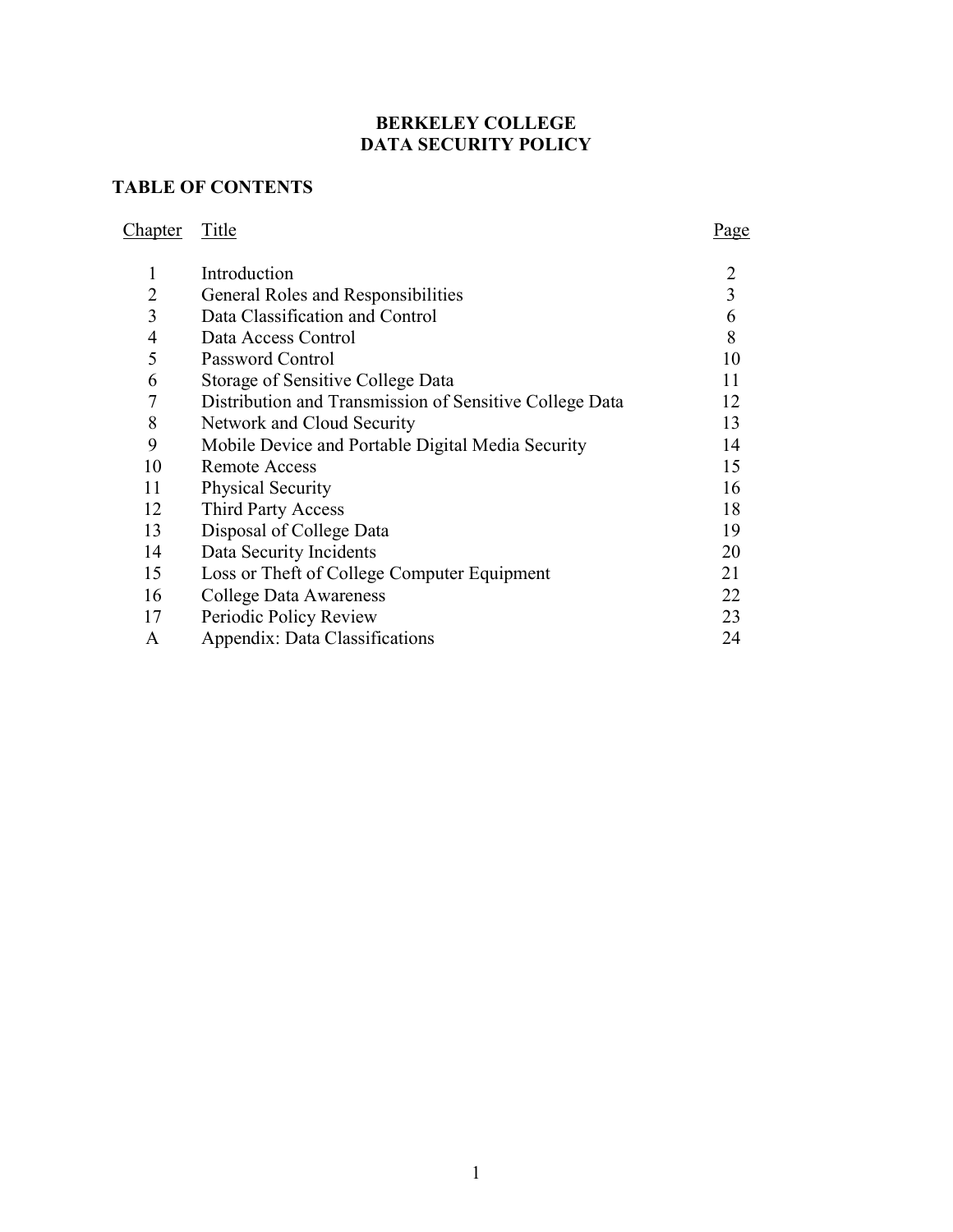# BERKELEY COLLEGE
# DATA SECURITY POLICY

## TABLE OF CONTENTS

| Chapter | Title | Page |
|---|---|---|
| 1 | Introduction | 2 |
| 2 | General Roles and Responsibilities | 3 |
| 3 | Data Classification and Control | 6 |
| 4 | Data Access Control | 8 |
| 5 | Password Control | 10 |
| 6 | Storage of Sensitive College Data | 11 |
| 7 | Distribution and Transmission of Sensitive College Data | 12 |
| 8 | Network and Cloud Security | 13 |
| 9 | Mobile Device and Portable Digital Media Security | 14 |
| 10 | Remote Access | 15 |
| 11 | Physical Security | 16 |
| 12 | Third Party Access | 18 |
| 13 | Disposal of College Data | 19 |
| 14 | Data Security Incidents | 20 |
| 15 | Loss or Theft of College Computer Equipment | 21 |
| 16 | College Data Awareness | 22 |
| 17 | Periodic Policy Review | 23 |
| A | Appendix: Data Classifications | 24 |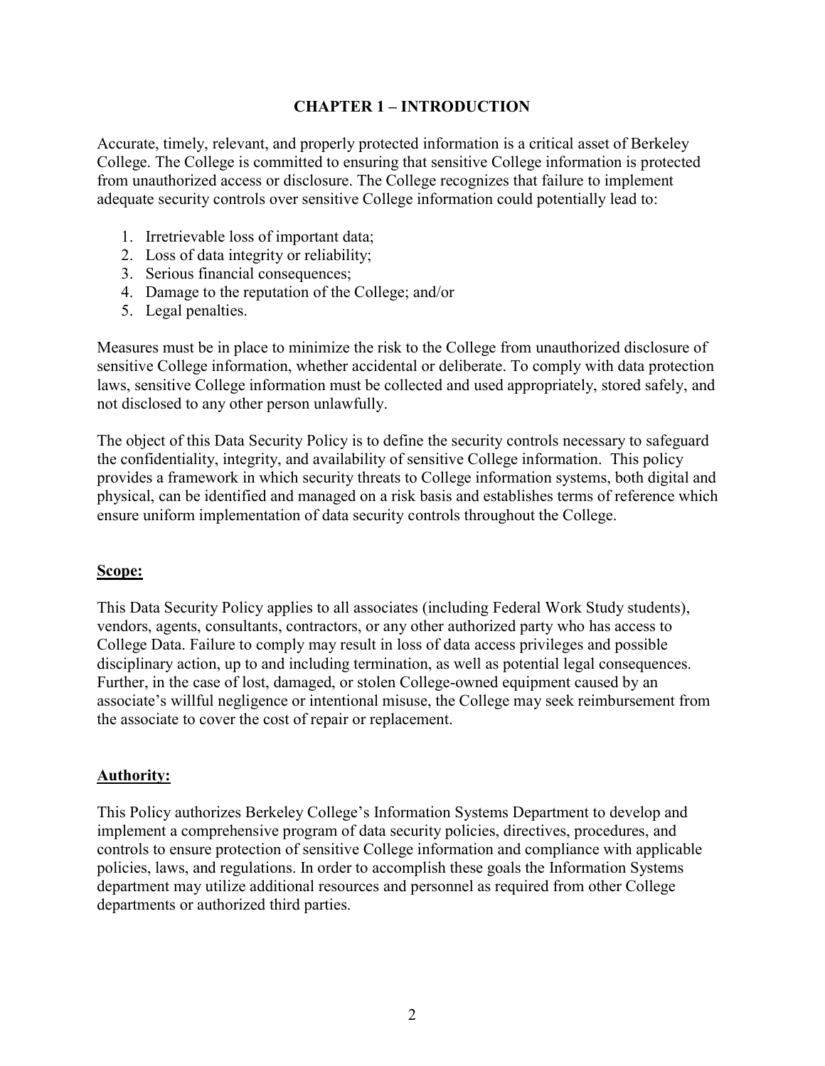# CHAPTER 1 – INTRODUCTION

Accurate, timely, relevant, and properly protected information is a critical asset of Berkeley College. The College is committed to ensuring that sensitive College information is protected from unauthorized access or disclosure. The College recognizes that failure to implement adequate security controls over sensitive College information could potentially lead to:

1. Irretrievable loss of important data;
2. Loss of data integrity or reliability;
3. Serious financial consequences;
4. Damage to the reputation of the College; and/or
5. Legal penalties.

Measures must be in place to minimize the risk to the College from unauthorized disclosure of sensitive College information, whether accidental or deliberate. To comply with data protection laws, sensitive College information must be collected and used appropriately, stored safely, and not disclosed to any other person unlawfully.

The object of this Data Security Policy is to define the security controls necessary to safeguard the confidentiality, integrity, and availability of sensitive College information. This policy provides a framework in which security threats to College information systems, both digital and physical, can be identified and managed on a risk basis and establishes terms of reference which ensure uniform implementation of data security controls throughout the College.

## Scope:

This Data Security Policy applies to all associates (including Federal Work Study students), vendors, agents, consultants, contractors, or any other authorized party who has access to College Data. Failure to comply may result in loss of data access privileges and possible disciplinary action, up to and including termination, as well as potential legal consequences. Further, in the case of lost, damaged, or stolen College-owned equipment caused by an associate's willful negligence or intentional misuse, the College may seek reimbursement from the associate to cover the cost of repair or replacement.

## Authority:

This Policy authorizes Berkeley College's Information Systems Department to develop and implement a comprehensive program of data security policies, directives, procedures, and controls to ensure protection of sensitive College information and compliance with applicable policies, laws, and regulations. In order to accomplish these goals the Information Systems department may utilize additional resources and personnel as required from other College departments or authorized third parties.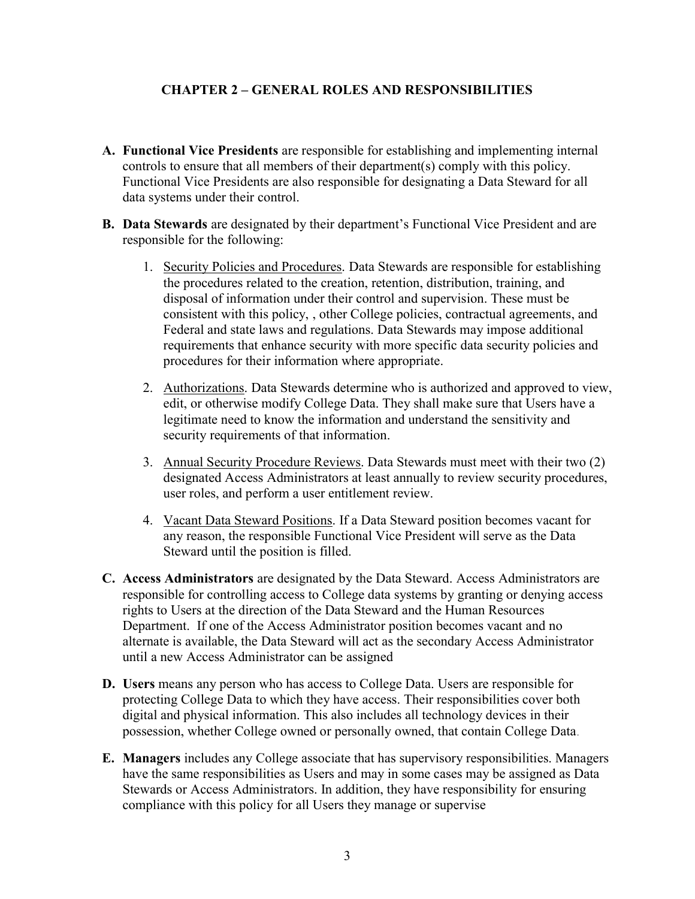## CHAPTER 2 – GENERAL ROLES AND RESPONSIBILITIES

A. **Functional Vice Presidents** are responsible for establishing and implementing internal controls to ensure that all members of their department(s) comply with this policy. Functional Vice Presidents are also responsible for designating a Data Steward for all data systems under their control.

B. **Data Stewards** are designated by their department's Functional Vice President and are responsible for the following:

   1. Security Policies and Procedures. Data Stewards are responsible for establishing the procedures related to the creation, retention, distribution, training, and disposal of information under their control and supervision. These must be consistent with this policy, , other College policies, contractual agreements, and Federal and state laws and regulations. Data Stewards may impose additional requirements that enhance security with more specific data security policies and procedures for their information where appropriate.

   2. Authorizations. Data Stewards determine who is authorized and approved to view, edit, or otherwise modify College Data. They shall make sure that Users have a legitimate need to know the information and understand the sensitivity and security requirements of that information.

   3. Annual Security Procedure Reviews. Data Stewards must meet with their two (2) designated Access Administrators at least annually to review security procedures, user roles, and perform a user entitlement review.

   4. Vacant Data Steward Positions. If a Data Steward position becomes vacant for any reason, the responsible Functional Vice President will serve as the Data Steward until the position is filled.

C. **Access Administrators** are designated by the Data Steward. Access Administrators are responsible for controlling access to College data systems by granting or denying access rights to Users at the direction of the Data Steward and the Human Resources Department. If one of the Access Administrator position becomes vacant and no alternate is available, the Data Steward will act as the secondary Access Administrator until a new Access Administrator can be assigned

D. **Users** means any person who has access to College Data. Users are responsible for protecting College Data to which they have access. Their responsibilities cover both digital and physical information. This also includes all technology devices in their possession, whether College owned or personally owned, that contain College Data.

E. **Managers** includes any College associate that has supervisory responsibilities. Managers have the same responsibilities as Users and may in some cases may be assigned as Data Stewards or Access Administrators. In addition, they have responsibility for ensuring compliance with this policy for all Users they manage or supervise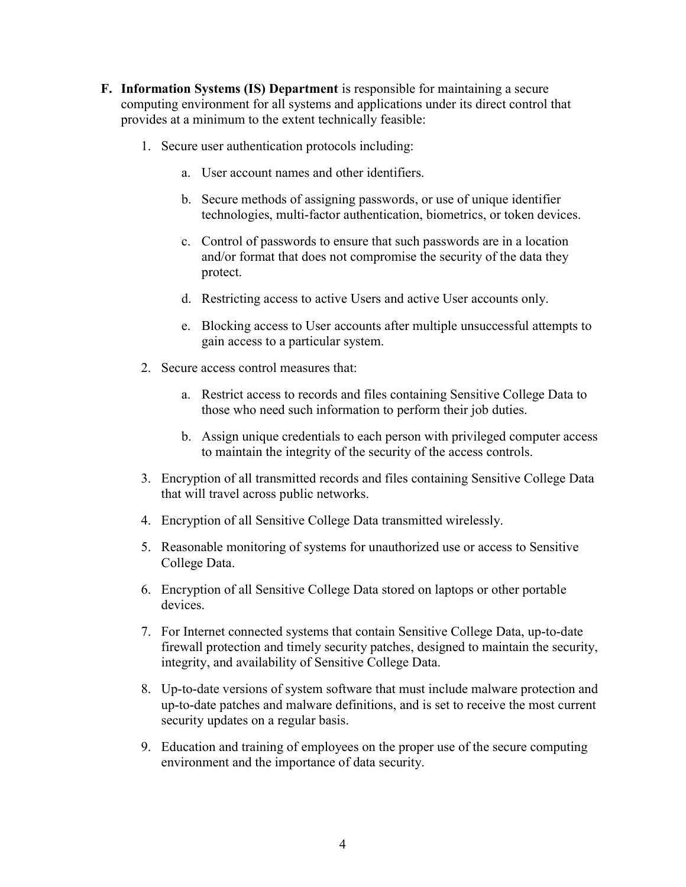F. **Information Systems (IS) Department** is responsible for maintaining a secure computing environment for all systems and applications under its direct control that provides at a minimum to the extent technically feasible:

1. Secure user authentication protocols including:

    a. User account names and other identifiers.

    b. Secure methods of assigning passwords, or use of unique identifier technologies, multi-factor authentication, biometrics, or token devices.

    c. Control of passwords to ensure that such passwords are in a location and/or format that does not compromise the security of the data they protect.

    d. Restricting access to active Users and active User accounts only.

    e. Blocking access to User accounts after multiple unsuccessful attempts to gain access to a particular system.

2. Secure access control measures that:

    a. Restrict access to records and files containing Sensitive College Data to those who need such information to perform their job duties.

    b. Assign unique credentials to each person with privileged computer access to maintain the integrity of the security of the access controls.

3. Encryption of all transmitted records and files containing Sensitive College Data that will travel across public networks.

4. Encryption of all Sensitive College Data transmitted wirelessly.

5. Reasonable monitoring of systems for unauthorized use or access to Sensitive College Data.

6. Encryption of all Sensitive College Data stored on laptops or other portable devices.

7. For Internet connected systems that contain Sensitive College Data, up-to-date firewall protection and timely security patches, designed to maintain the security, integrity, and availability of Sensitive College Data.

8. Up-to-date versions of system software that must include malware protection and up-to-date patches and malware definitions, and is set to receive the most current security updates on a regular basis.

9. Education and training of employees on the proper use of the secure computing environment and the importance of data security.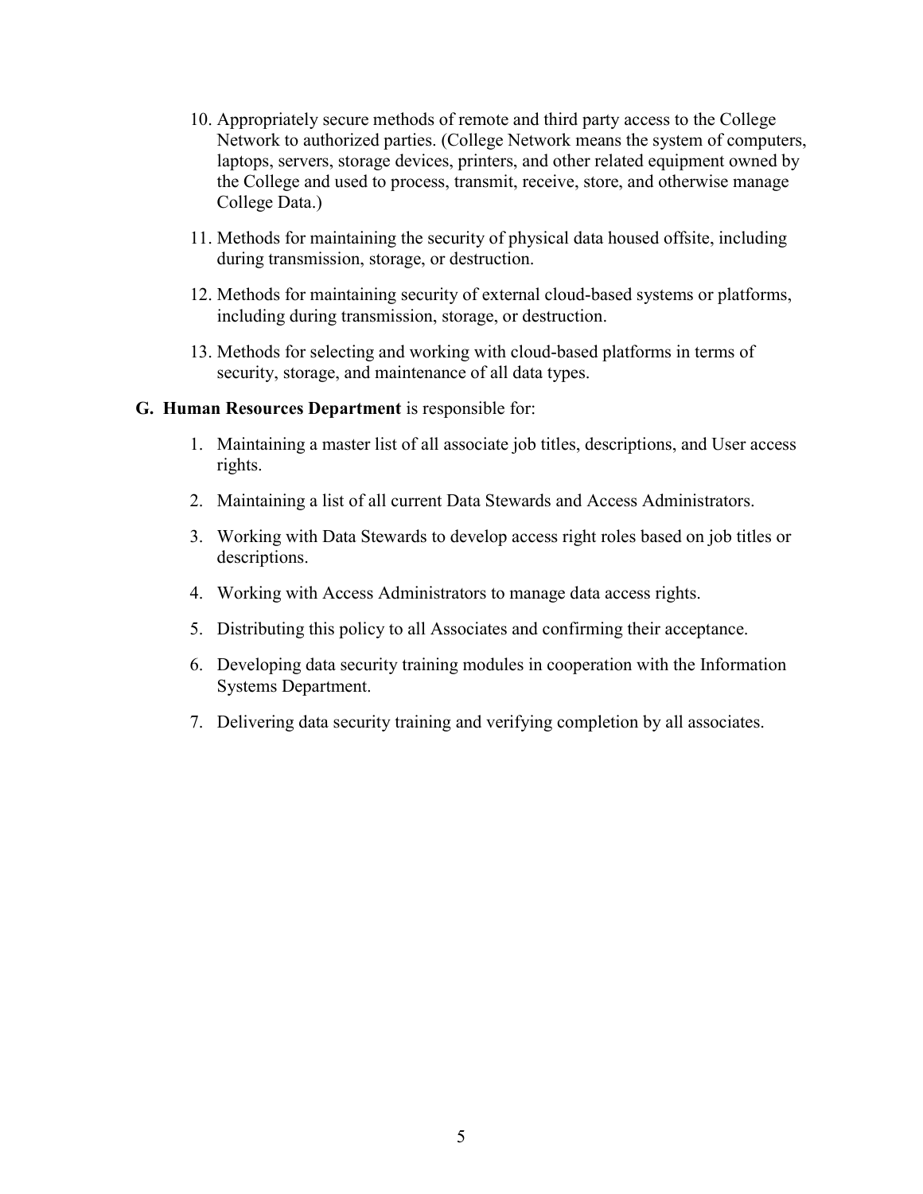10. Appropriately secure methods of remote and third party access to the College Network to authorized parties. (College Network means the system of computers, laptops, servers, storage devices, printers, and other related equipment owned by the College and used to process, transmit, receive, store, and otherwise manage College Data.)

11. Methods for maintaining the security of physical data housed offsite, including during transmission, storage, or destruction.

12. Methods for maintaining security of external cloud-based systems or platforms, including during transmission, storage, or destruction.

13. Methods for selecting and working with cloud-based platforms in terms of security, storage, and maintenance of all data types.

**G. Human Resources Department** is responsible for:

1. Maintaining a master list of all associate job titles, descriptions, and User access rights.

2. Maintaining a list of all current Data Stewards and Access Administrators.

3. Working with Data Stewards to develop access right roles based on job titles or descriptions.

4. Working with Access Administrators to manage data access rights.

5. Distributing this policy to all Associates and confirming their acceptance.

6. Developing data security training modules in cooperation with the Information Systems Department.

7. Delivering data security training and verifying completion by all associates.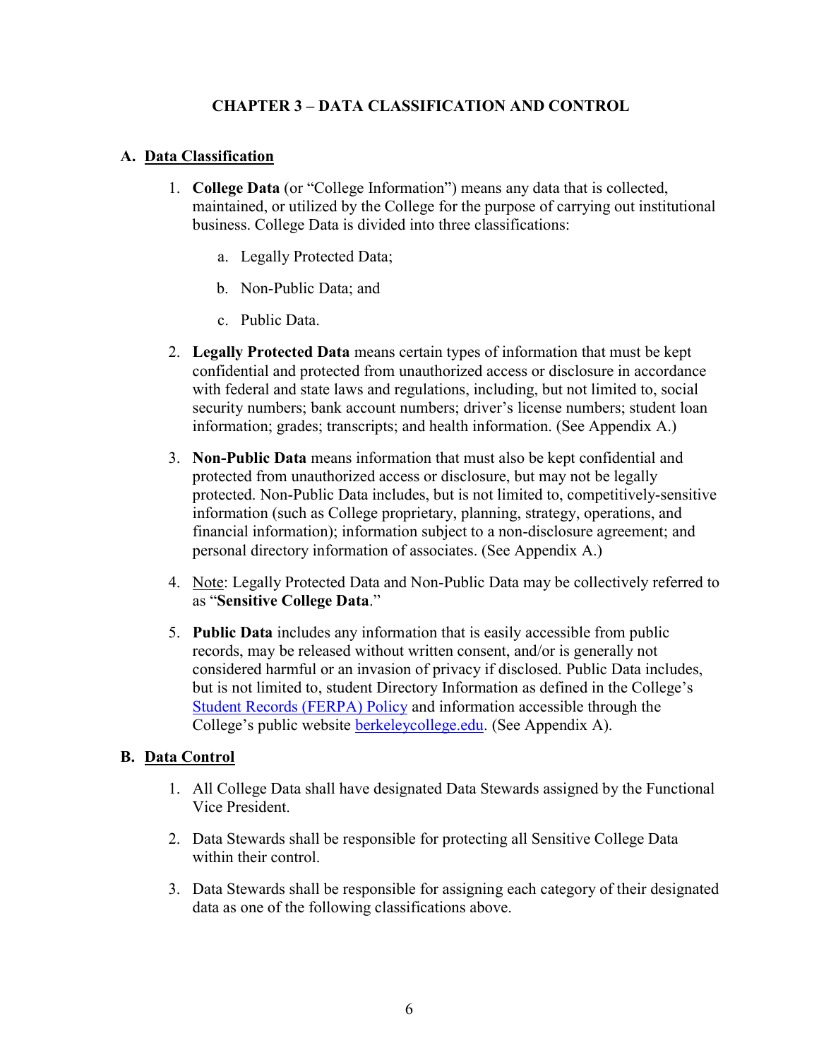## CHAPTER 3 – DATA CLASSIFICATION AND CONTROL

### A. Data Classification

1. **College Data** (or "College Information") means any data that is collected, maintained, or utilized by the College for the purpose of carrying out institutional business. College Data is divided into three classifications:

    a. Legally Protected Data;

    b. Non-Public Data; and

    c. Public Data.

2. **Legally Protected Data** means certain types of information that must be kept confidential and protected from unauthorized access or disclosure in accordance with federal and state laws and regulations, including, but not limited to, social security numbers; bank account numbers; driver's license numbers; student loan information; grades; transcripts; and health information. (See Appendix A.)

3. **Non-Public Data** means information that must also be kept confidential and protected from unauthorized access or disclosure, but may not be legally protected. Non-Public Data includes, but is not limited to, competitively-sensitive information (such as College proprietary, planning, strategy, operations, and financial information); information subject to a non-disclosure agreement; and personal directory information of associates. (See Appendix A.)

4. Note: Legally Protected Data and Non-Public Data may be collectively referred to as "**Sensitive College Data**."

5. **Public Data** includes any information that is easily accessible from public records, may be released without written consent, and/or is generally not considered harmful or an invasion of privacy if disclosed. Public Data includes, but is not limited to, student Directory Information as defined in the College's Student Records (FERPA) Policy and information accessible through the College's public website berkeleycollege.edu. (See Appendix A).

### B. Data Control

1. All College Data shall have designated Data Stewards assigned by the Functional Vice President.

2. Data Stewards shall be responsible for protecting all Sensitive College Data within their control.

3. Data Stewards shall be responsible for assigning each category of their designated data as one of the following classifications above.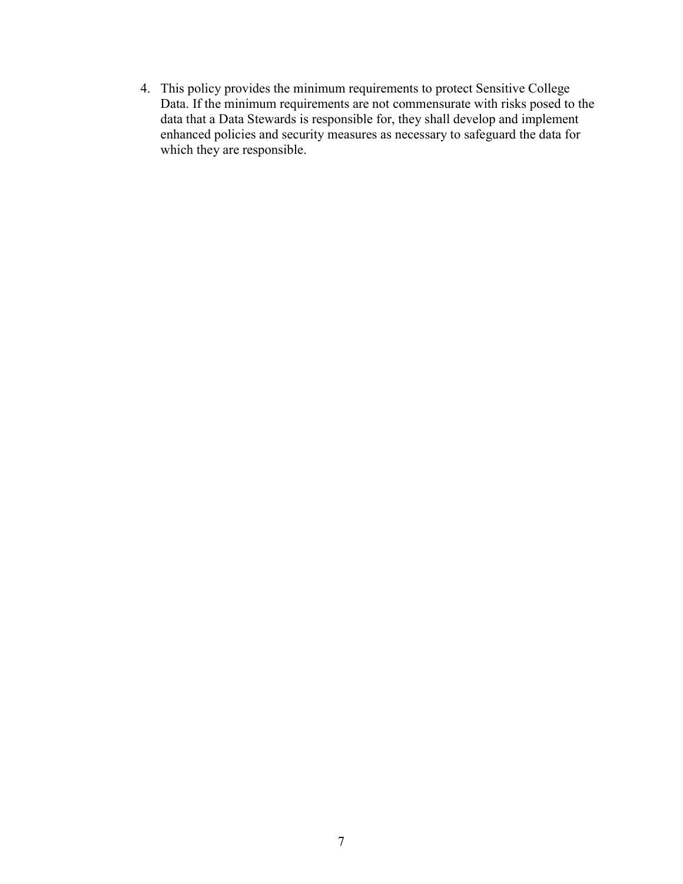4. This policy provides the minimum requirements to protect Sensitive College Data. If the minimum requirements are not commensurate with risks posed to the data that a Data Stewards is responsible for, they shall develop and implement enhanced policies and security measures as necessary to safeguard the data for which they are responsible.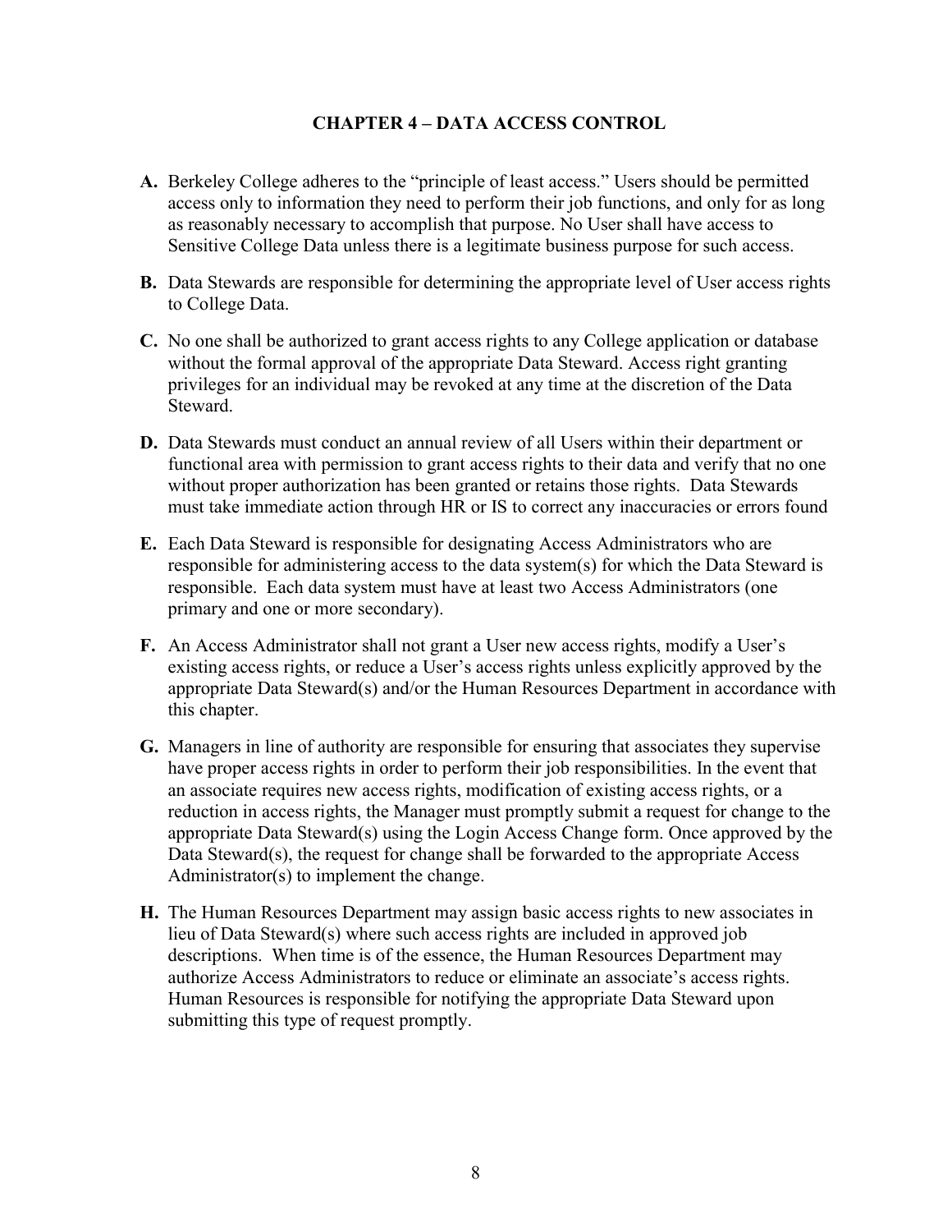## CHAPTER 4 – DATA ACCESS CONTROL

**A.** Berkeley College adheres to the "principle of least access." Users should be permitted access only to information they need to perform their job functions, and only for as long as reasonably necessary to accomplish that purpose. No User shall have access to Sensitive College Data unless there is a legitimate business purpose for such access.

**B.** Data Stewards are responsible for determining the appropriate level of User access rights to College Data.

**C.** No one shall be authorized to grant access rights to any College application or database without the formal approval of the appropriate Data Steward. Access right granting privileges for an individual may be revoked at any time at the discretion of the Data Steward.

**D.** Data Stewards must conduct an annual review of all Users within their department or functional area with permission to grant access rights to their data and verify that no one without proper authorization has been granted or retains those rights. Data Stewards must take immediate action through HR or IS to correct any inaccuracies or errors found

**E.** Each Data Steward is responsible for designating Access Administrators who are responsible for administering access to the data system(s) for which the Data Steward is responsible. Each data system must have at least two Access Administrators (one primary and one or more secondary).

**F.** An Access Administrator shall not grant a User new access rights, modify a User's existing access rights, or reduce a User's access rights unless explicitly approved by the appropriate Data Steward(s) and/or the Human Resources Department in accordance with this chapter.

**G.** Managers in line of authority are responsible for ensuring that associates they supervise have proper access rights in order to perform their job responsibilities. In the event that an associate requires new access rights, modification of existing access rights, or a reduction in access rights, the Manager must promptly submit a request for change to the appropriate Data Steward(s) using the Login Access Change form. Once approved by the Data Steward(s), the request for change shall be forwarded to the appropriate Access Administrator(s) to implement the change.

**H.** The Human Resources Department may assign basic access rights to new associates in lieu of Data Steward(s) where such access rights are included in approved job descriptions. When time is of the essence, the Human Resources Department may authorize Access Administrators to reduce or eliminate an associate's access rights. Human Resources is responsible for notifying the appropriate Data Steward upon submitting this type of request promptly.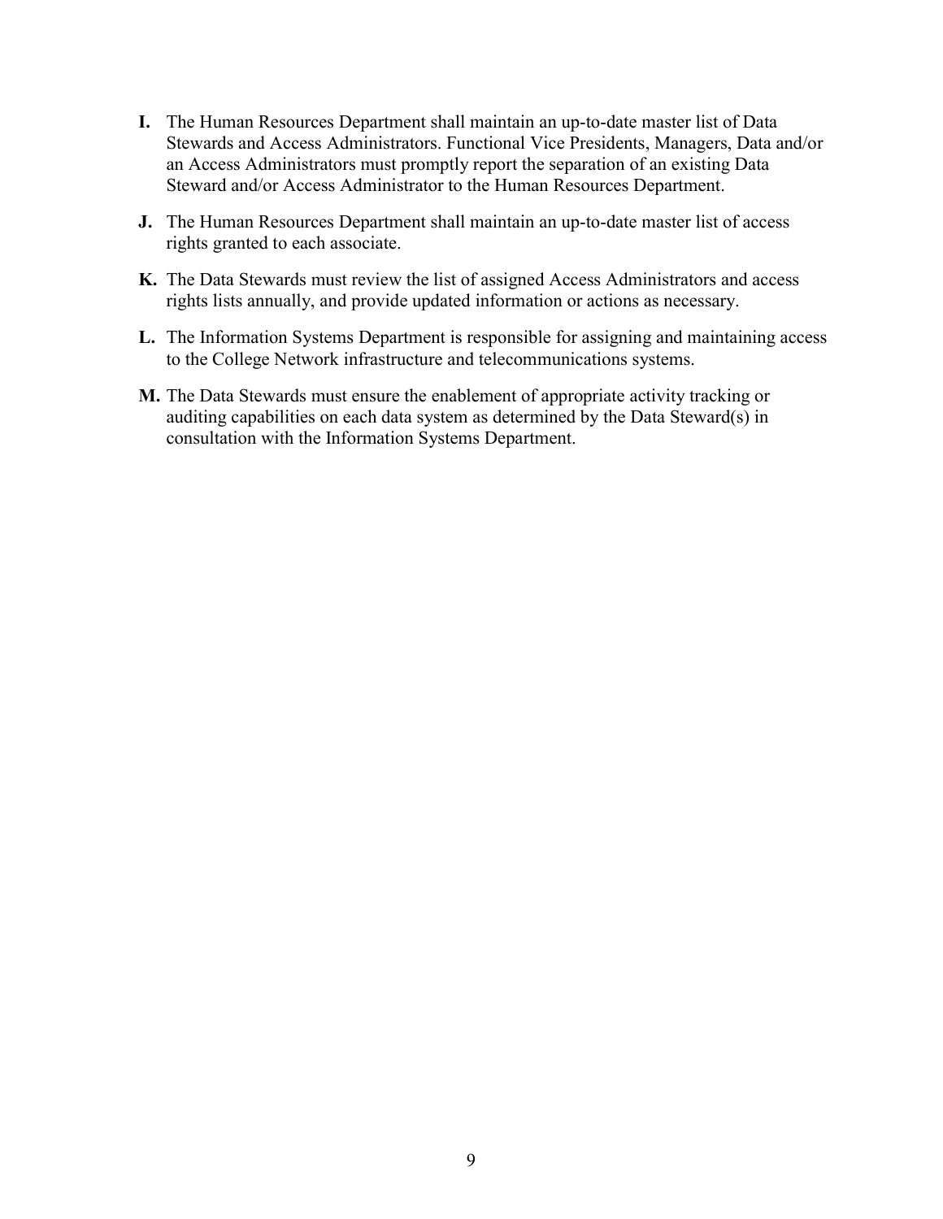**I.** The Human Resources Department shall maintain an up-to-date master list of Data Stewards and Access Administrators. Functional Vice Presidents, Managers, Data and/or an Access Administrators must promptly report the separation of an existing Data Steward and/or Access Administrator to the Human Resources Department.

**J.** The Human Resources Department shall maintain an up-to-date master list of access rights granted to each associate.

**K.** The Data Stewards must review the list of assigned Access Administrators and access rights lists annually, and provide updated information or actions as necessary.

**L.** The Information Systems Department is responsible for assigning and maintaining access to the College Network infrastructure and telecommunications systems.

**M.** The Data Stewards must ensure the enablement of appropriate activity tracking or auditing capabilities on each data system as determined by the Data Steward(s) in consultation with the Information Systems Department.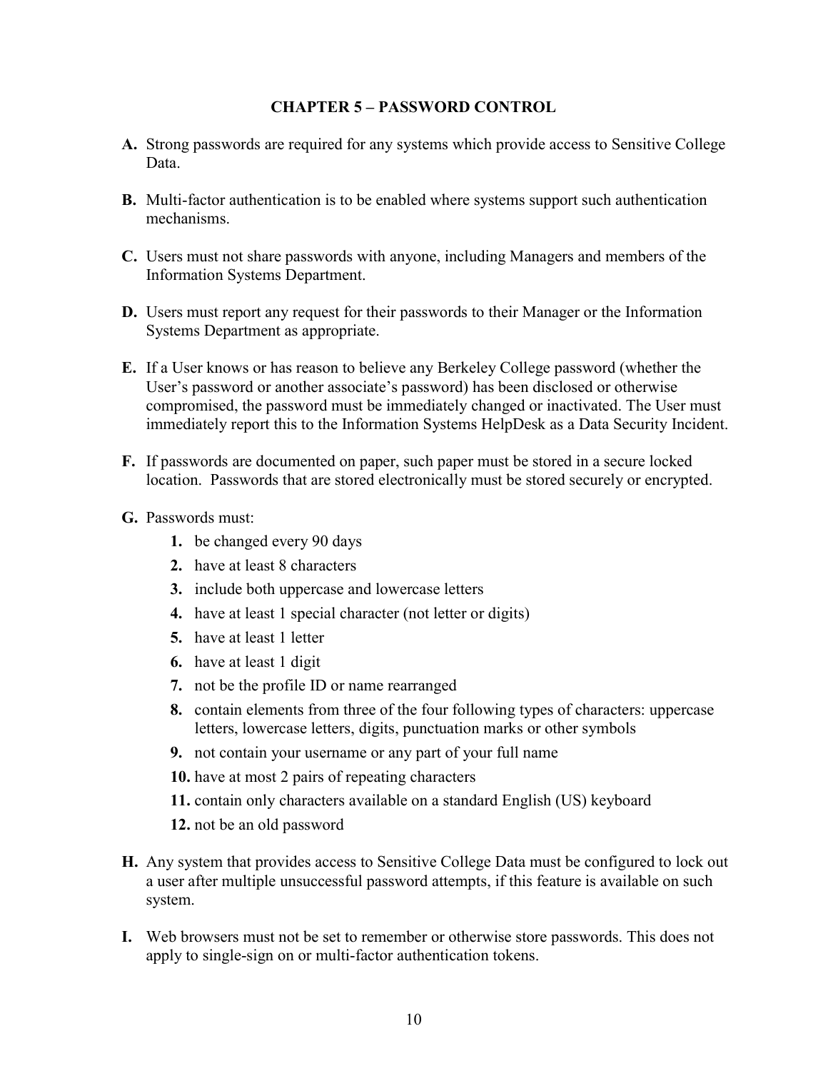## CHAPTER 5 – PASSWORD CONTROL

**A.** Strong passwords are required for any systems which provide access to Sensitive College Data.

**B.** Multi-factor authentication is to be enabled where systems support such authentication mechanisms.

**C.** Users must not share passwords with anyone, including Managers and members of the Information Systems Department.

**D.** Users must report any request for their passwords to their Manager or the Information Systems Department as appropriate.

**E.** If a User knows or has reason to believe any Berkeley College password (whether the User's password or another associate's password) has been disclosed or otherwise compromised, the password must be immediately changed or inactivated. The User must immediately report this to the Information Systems HelpDesk as a Data Security Incident.

**F.** If passwords are documented on paper, such paper must be stored in a secure locked location. Passwords that are stored electronically must be stored securely or encrypted.

**G.** Passwords must:

1. be changed every 90 days
2. have at least 8 characters
3. include both uppercase and lowercase letters
4. have at least 1 special character (not letter or digits)
5. have at least 1 letter
6. have at least 1 digit
7. not be the profile ID or name rearranged
8. contain elements from three of the four following types of characters: uppercase letters, lowercase letters, digits, punctuation marks or other symbols
9. not contain your username or any part of your full name
10. have at most 2 pairs of repeating characters
11. contain only characters available on a standard English (US) keyboard
12. not be an old password

**H.** Any system that provides access to Sensitive College Data must be configured to lock out a user after multiple unsuccessful password attempts, if this feature is available on such system.

**I.** Web browsers must not be set to remember or otherwise store passwords. This does not apply to single-sign on or multi-factor authentication tokens.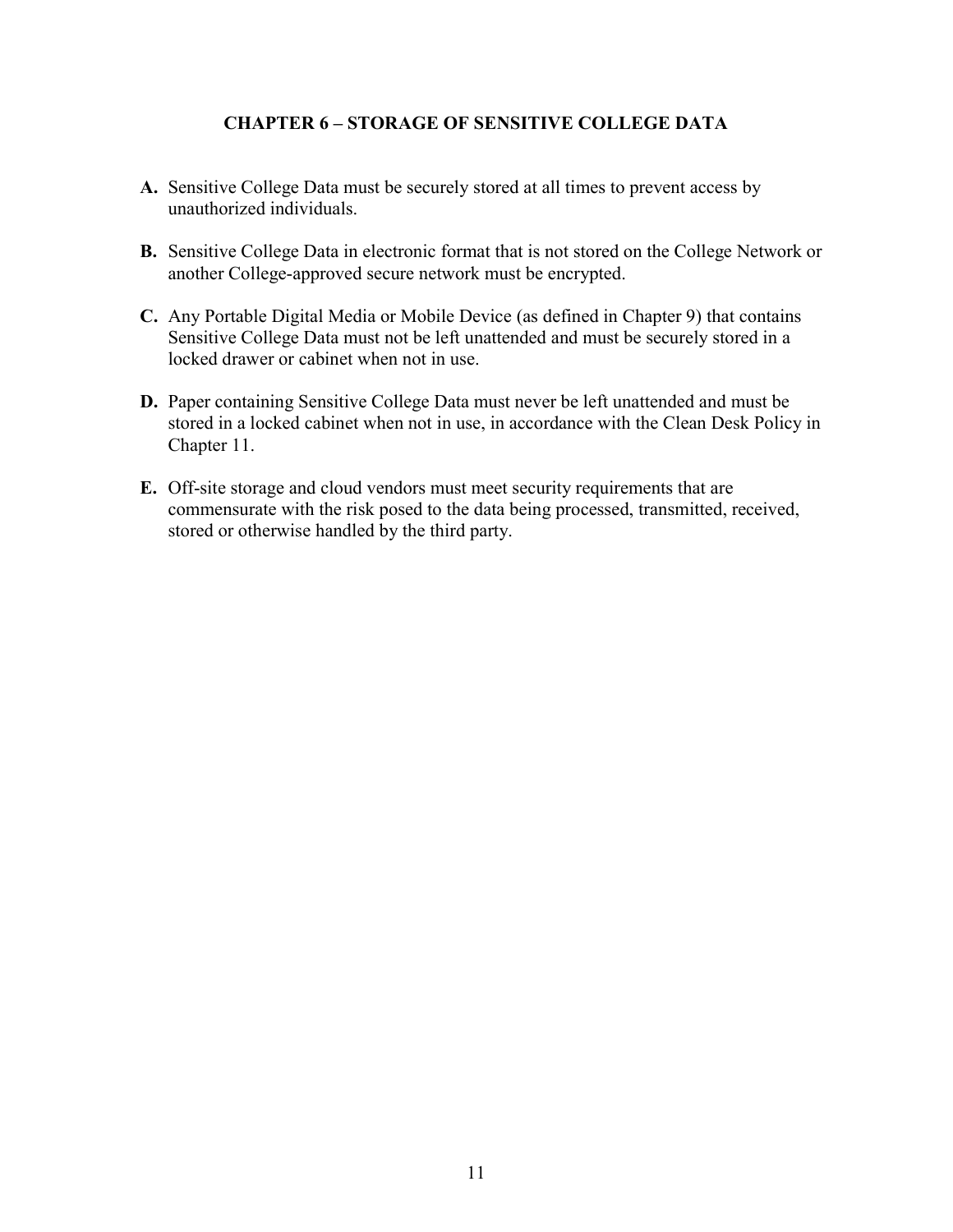## CHAPTER 6 – STORAGE OF SENSITIVE COLLEGE DATA

**A.** Sensitive College Data must be securely stored at all times to prevent access by unauthorized individuals.

**B.** Sensitive College Data in electronic format that is not stored on the College Network or another College-approved secure network must be encrypted.

**C.** Any Portable Digital Media or Mobile Device (as defined in Chapter 9) that contains Sensitive College Data must not be left unattended and must be securely stored in a locked drawer or cabinet when not in use.

**D.** Paper containing Sensitive College Data must never be left unattended and must be stored in a locked cabinet when not in use, in accordance with the Clean Desk Policy in Chapter 11.

**E.** Off-site storage and cloud vendors must meet security requirements that are commensurate with the risk posed to the data being processed, transmitted, received, stored or otherwise handled by the third party.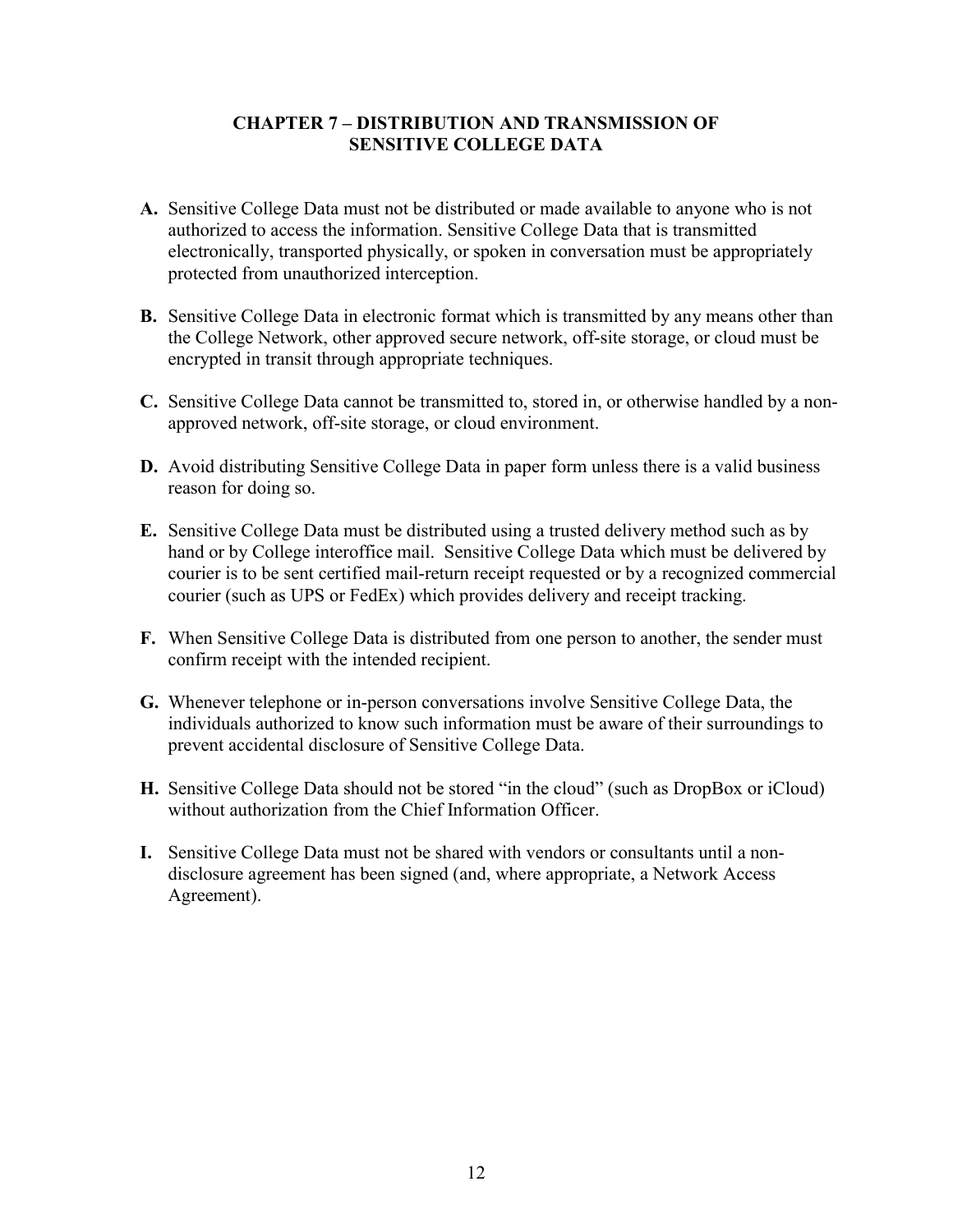## CHAPTER 7 – DISTRIBUTION AND TRANSMISSION OF SENSITIVE COLLEGE DATA

**A.** Sensitive College Data must not be distributed or made available to anyone who is not authorized to access the information. Sensitive College Data that is transmitted electronically, transported physically, or spoken in conversation must be appropriately protected from unauthorized interception.

**B.** Sensitive College Data in electronic format which is transmitted by any means other than the College Network, other approved secure network, off-site storage, or cloud must be encrypted in transit through appropriate techniques.

**C.** Sensitive College Data cannot be transmitted to, stored in, or otherwise handled by a non-approved network, off-site storage, or cloud environment.

**D.** Avoid distributing Sensitive College Data in paper form unless there is a valid business reason for doing so.

**E.** Sensitive College Data must be distributed using a trusted delivery method such as by hand or by College interoffice mail. Sensitive College Data which must be delivered by courier is to be sent certified mail-return receipt requested or by a recognized commercial courier (such as UPS or FedEx) which provides delivery and receipt tracking.

**F.** When Sensitive College Data is distributed from one person to another, the sender must confirm receipt with the intended recipient.

**G.** Whenever telephone or in-person conversations involve Sensitive College Data, the individuals authorized to know such information must be aware of their surroundings to prevent accidental disclosure of Sensitive College Data.

**H.** Sensitive College Data should not be stored "in the cloud" (such as DropBox or iCloud) without authorization from the Chief Information Officer.

**I.** Sensitive College Data must not be shared with vendors or consultants until a non-disclosure agreement has been signed (and, where appropriate, a Network Access Agreement).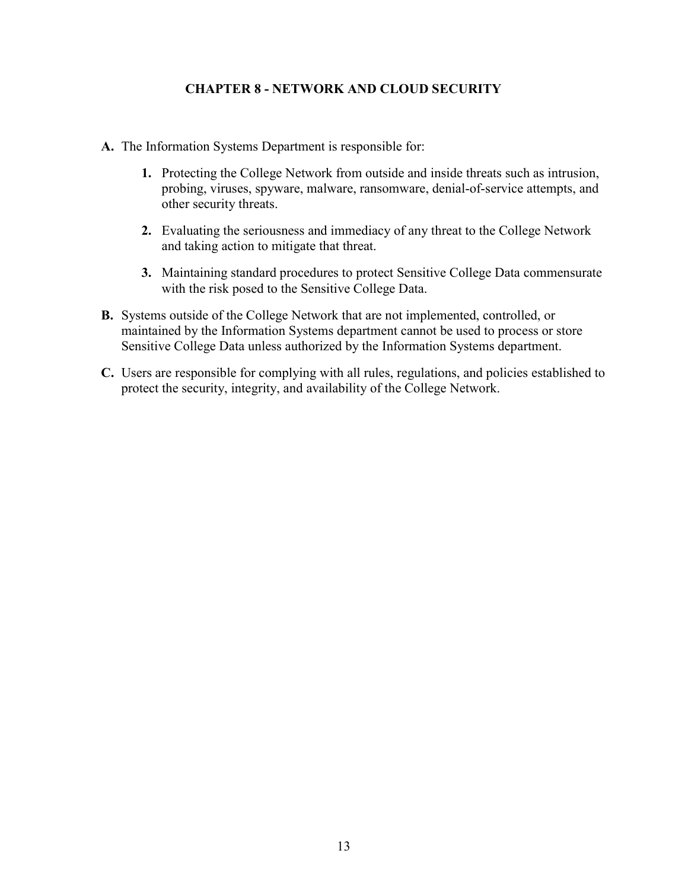## CHAPTER 8 - NETWORK AND CLOUD SECURITY

**A.** The Information Systems Department is responsible for:

   **1.** Protecting the College Network from outside and inside threats such as intrusion, probing, viruses, spyware, malware, ransomware, denial-of-service attempts, and other security threats.

   **2.** Evaluating the seriousness and immediacy of any threat to the College Network and taking action to mitigate that threat.

   **3.** Maintaining standard procedures to protect Sensitive College Data commensurate with the risk posed to the Sensitive College Data.

**B.** Systems outside of the College Network that are not implemented, controlled, or maintained by the Information Systems department cannot be used to process or store Sensitive College Data unless authorized by the Information Systems department.

**C.** Users are responsible for complying with all rules, regulations, and policies established to protect the security, integrity, and availability of the College Network.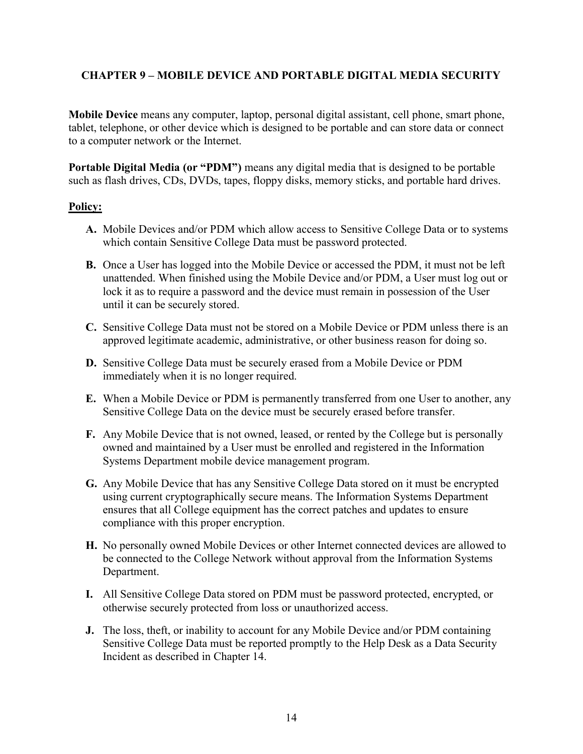## CHAPTER 9 – MOBILE DEVICE AND PORTABLE DIGITAL MEDIA SECURITY

**Mobile Device** means any computer, laptop, personal digital assistant, cell phone, smart phone, tablet, telephone, or other device which is designed to be portable and can store data or connect to a computer network or the Internet.

**Portable Digital Media (or "PDM")** means any digital media that is designed to be portable such as flash drives, CDs, DVDs, tapes, floppy disks, memory sticks, and portable hard drives.

**Policy:**

- **A.** Mobile Devices and/or PDM which allow access to Sensitive College Data or to systems which contain Sensitive College Data must be password protected.
- **B.** Once a User has logged into the Mobile Device or accessed the PDM, it must not be left unattended. When finished using the Mobile Device and/or PDM, a User must log out or lock it as to require a password and the device must remain in possession of the User until it can be securely stored.
- **C.** Sensitive College Data must not be stored on a Mobile Device or PDM unless there is an approved legitimate academic, administrative, or other business reason for doing so.
- **D.** Sensitive College Data must be securely erased from a Mobile Device or PDM immediately when it is no longer required.
- **E.** When a Mobile Device or PDM is permanently transferred from one User to another, any Sensitive College Data on the device must be securely erased before transfer.
- **F.** Any Mobile Device that is not owned, leased, or rented by the College but is personally owned and maintained by a User must be enrolled and registered in the Information Systems Department mobile device management program.
- **G.** Any Mobile Device that has any Sensitive College Data stored on it must be encrypted using current cryptographically secure means. The Information Systems Department ensures that all College equipment has the correct patches and updates to ensure compliance with this proper encryption.
- **H.** No personally owned Mobile Devices or other Internet connected devices are allowed to be connected to the College Network without approval from the Information Systems Department.
- **I.** All Sensitive College Data stored on PDM must be password protected, encrypted, or otherwise securely protected from loss or unauthorized access.
- **J.** The loss, theft, or inability to account for any Mobile Device and/or PDM containing Sensitive College Data must be reported promptly to the Help Desk as a Data Security Incident as described in Chapter 14.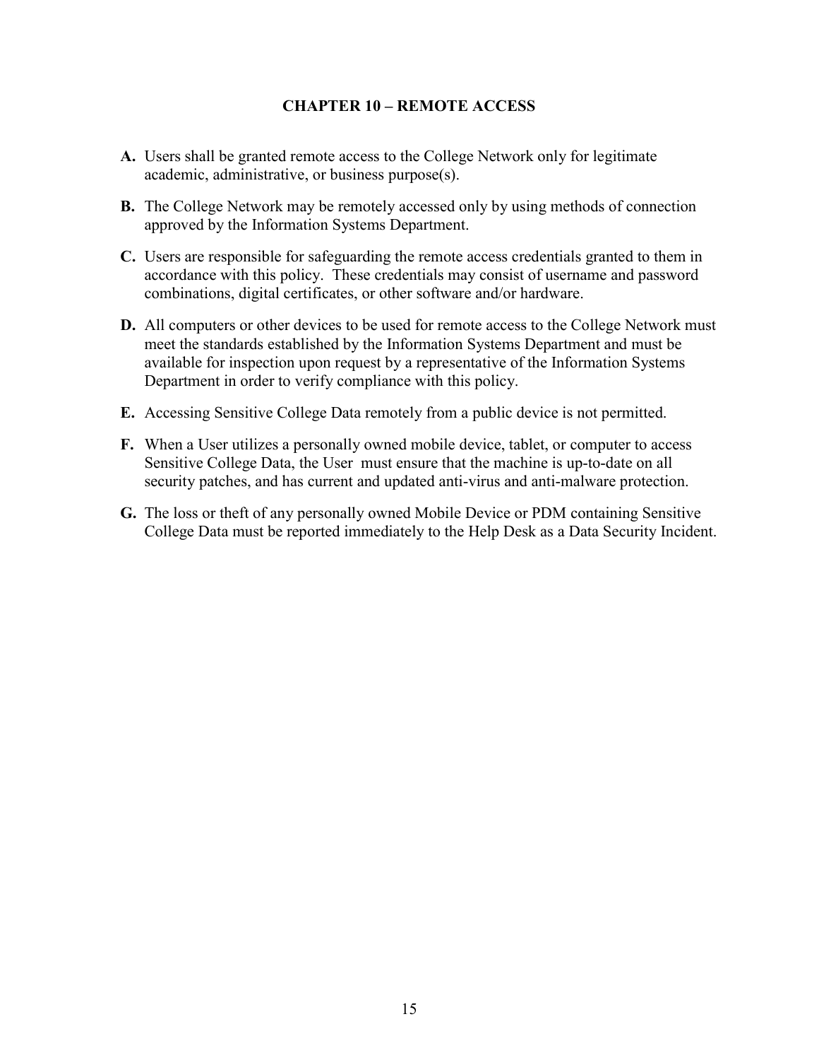## CHAPTER 10 – REMOTE ACCESS

**A.** Users shall be granted remote access to the College Network only for legitimate academic, administrative, or business purpose(s).

**B.** The College Network may be remotely accessed only by using methods of connection approved by the Information Systems Department.

**C.** Users are responsible for safeguarding the remote access credentials granted to them in accordance with this policy. These credentials may consist of username and password combinations, digital certificates, or other software and/or hardware.

**D.** All computers or other devices to be used for remote access to the College Network must meet the standards established by the Information Systems Department and must be available for inspection upon request by a representative of the Information Systems Department in order to verify compliance with this policy.

**E.** Accessing Sensitive College Data remotely from a public device is not permitted.

**F.** When a User utilizes a personally owned mobile device, tablet, or computer to access Sensitive College Data, the User must ensure that the machine is up-to-date on all security patches, and has current and updated anti-virus and anti-malware protection.

**G.** The loss or theft of any personally owned Mobile Device or PDM containing Sensitive College Data must be reported immediately to the Help Desk as a Data Security Incident.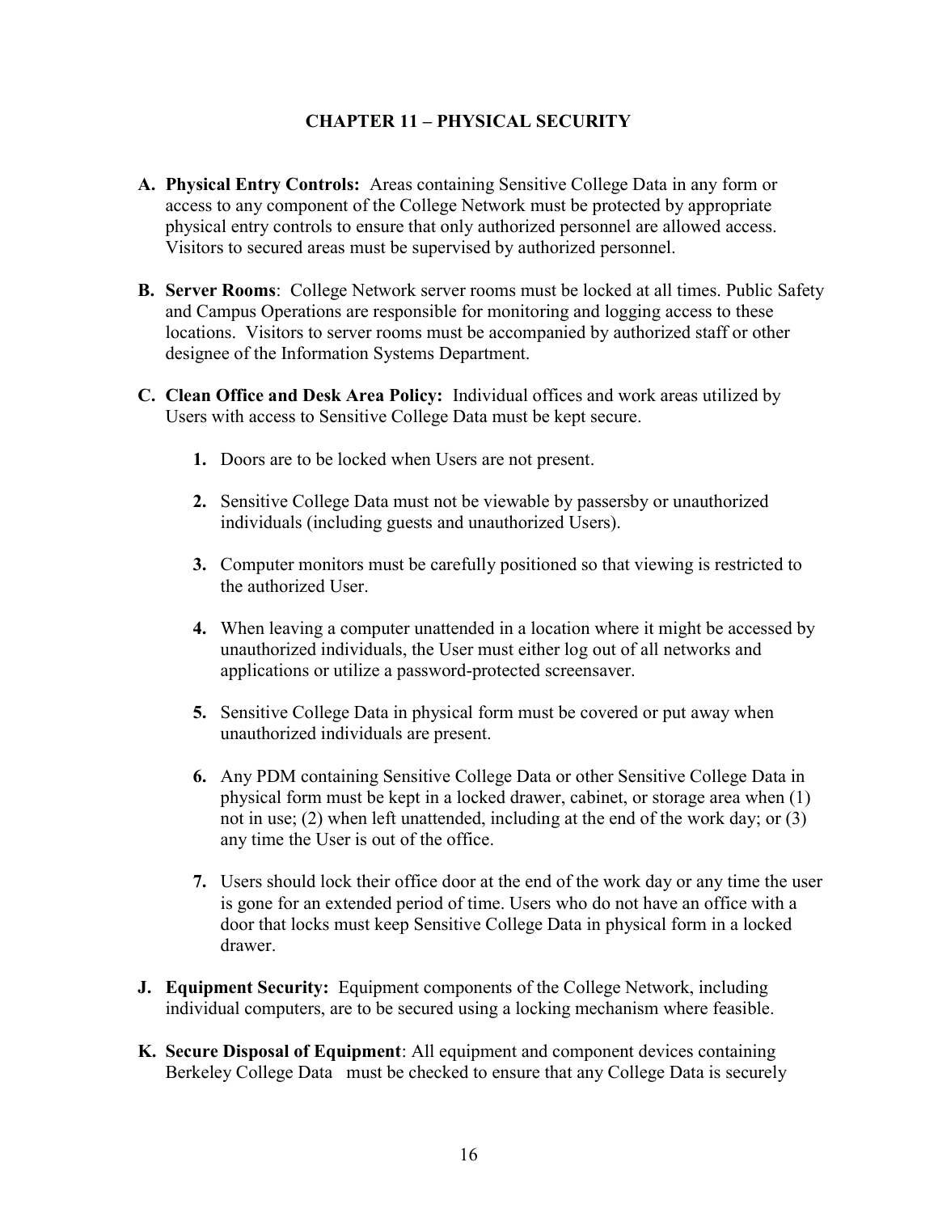## CHAPTER 11 – PHYSICAL SECURITY

**A. Physical Entry Controls:** Areas containing Sensitive College Data in any form or access to any component of the College Network must be protected by appropriate physical entry controls to ensure that only authorized personnel are allowed access. Visitors to secured areas must be supervised by authorized personnel.

**B. Server Rooms**: College Network server rooms must be locked at all times. Public Safety and Campus Operations are responsible for monitoring and logging access to these locations. Visitors to server rooms must be accompanied by authorized staff or other designee of the Information Systems Department.

**C. Clean Office and Desk Area Policy:** Individual offices and work areas utilized by Users with access to Sensitive College Data must be kept secure.

1. Doors are to be locked when Users are not present.
2. Sensitive College Data must not be viewable by passersby or unauthorized individuals (including guests and unauthorized Users).
3. Computer monitors must be carefully positioned so that viewing is restricted to the authorized User.
4. When leaving a computer unattended in a location where it might be accessed by unauthorized individuals, the User must either log out of all networks and applications or utilize a password-protected screensaver.
5. Sensitive College Data in physical form must be covered or put away when unauthorized individuals are present.
6. Any PDM containing Sensitive College Data or other Sensitive College Data in physical form must be kept in a locked drawer, cabinet, or storage area when (1) not in use; (2) when left unattended, including at the end of the work day; or (3) any time the User is out of the office.
7. Users should lock their office door at the end of the work day or any time the user is gone for an extended period of time. Users who do not have an office with a door that locks must keep Sensitive College Data in physical form in a locked drawer.

**J. Equipment Security:** Equipment components of the College Network, including individual computers, are to be secured using a locking mechanism where feasible.

**K. Secure Disposal of Equipment**: All equipment and component devices containing Berkeley College Data must be checked to ensure that any College Data is securely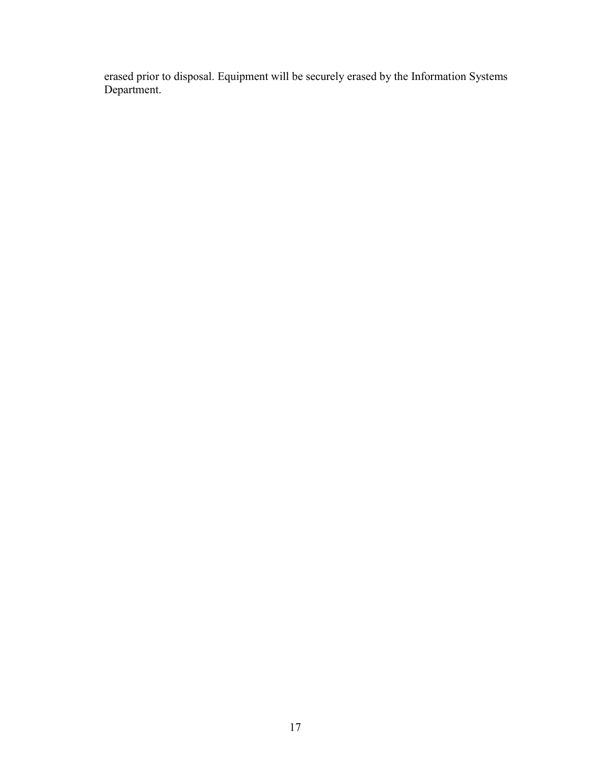erased prior to disposal. Equipment will be securely erased by the Information Systems Department.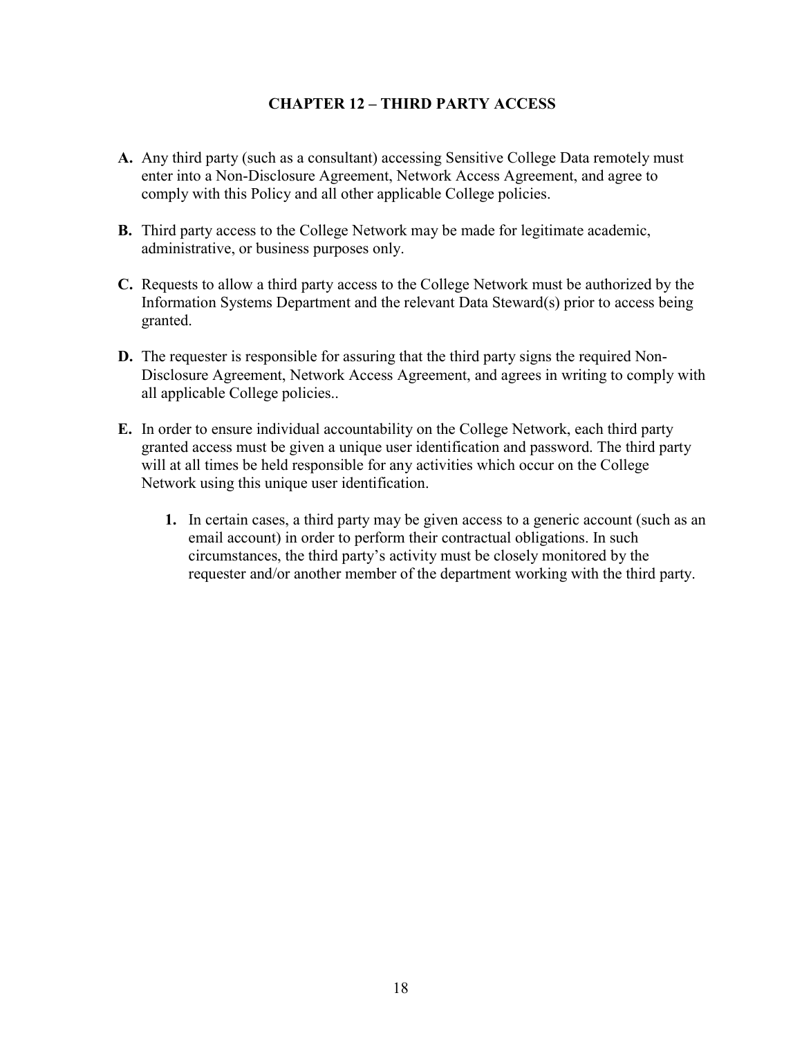## CHAPTER 12 – THIRD PARTY ACCESS

**A.** Any third party (such as a consultant) accessing Sensitive College Data remotely must enter into a Non-Disclosure Agreement, Network Access Agreement, and agree to comply with this Policy and all other applicable College policies.

**B.** Third party access to the College Network may be made for legitimate academic, administrative, or business purposes only.

**C.** Requests to allow a third party access to the College Network must be authorized by the Information Systems Department and the relevant Data Steward(s) prior to access being granted.

**D.** The requester is responsible for assuring that the third party signs the required Non-Disclosure Agreement, Network Access Agreement, and agrees in writing to comply with all applicable College policies..

**E.** In order to ensure individual accountability on the College Network, each third party granted access must be given a unique user identification and password. The third party will at all times be held responsible for any activities which occur on the College Network using this unique user identification.

   **1.** In certain cases, a third party may be given access to a generic account (such as an email account) in order to perform their contractual obligations. In such circumstances, the third party's activity must be closely monitored by the requester and/or another member of the department working with the third party.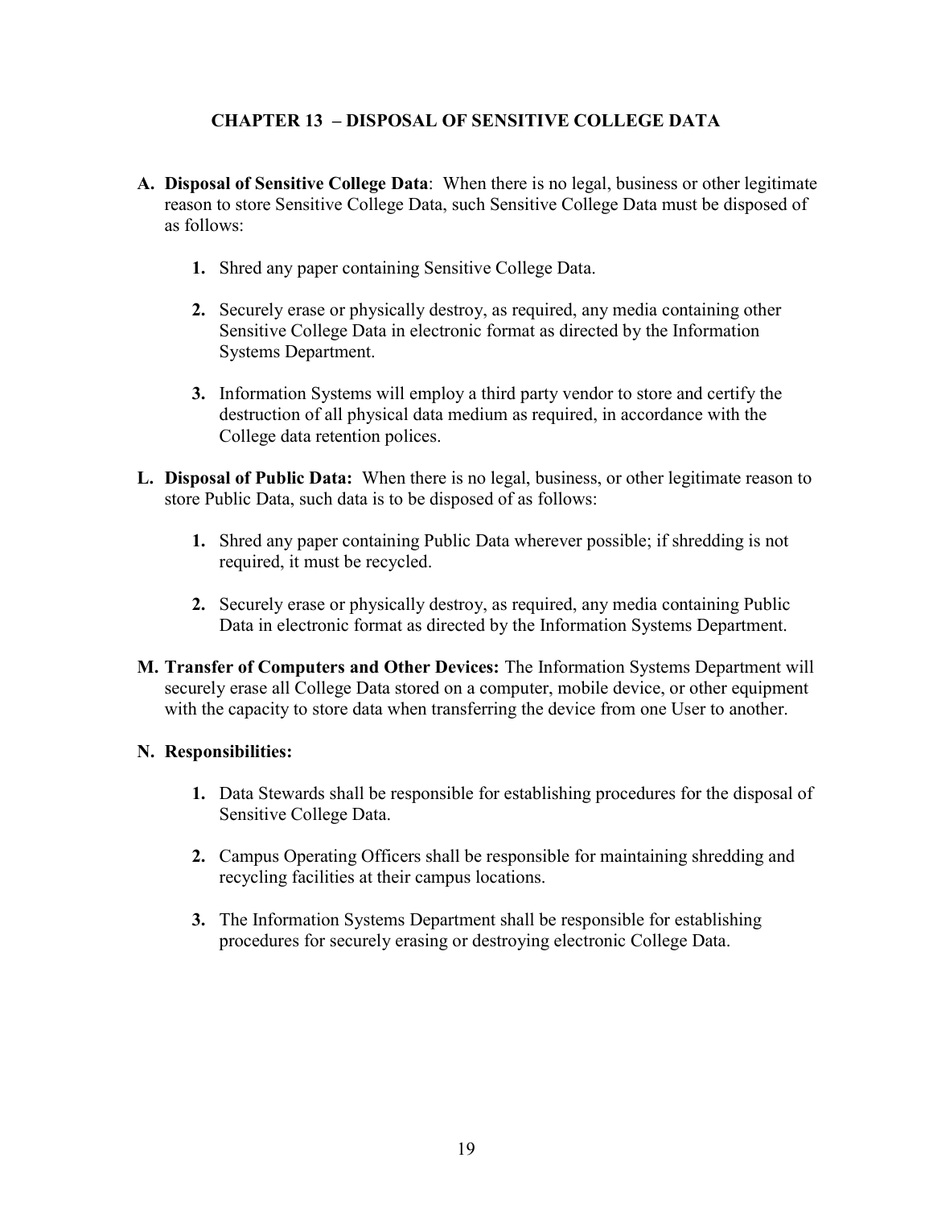## CHAPTER 13 – DISPOSAL OF SENSITIVE COLLEGE DATA

**A. Disposal of Sensitive College Data**: When there is no legal, business or other legitimate reason to store Sensitive College Data, such Sensitive College Data must be disposed of as follows:

1. Shred any paper containing Sensitive College Data.

2. Securely erase or physically destroy, as required, any media containing other Sensitive College Data in electronic format as directed by the Information Systems Department.

3. Information Systems will employ a third party vendor to store and certify the destruction of all physical data medium as required, in accordance with the College data retention polices.

**L. Disposal of Public Data:** When there is no legal, business, or other legitimate reason to store Public Data, such data is to be disposed of as follows:

1. Shred any paper containing Public Data wherever possible; if shredding is not required, it must be recycled.

2. Securely erase or physically destroy, as required, any media containing Public Data in electronic format as directed by the Information Systems Department.

**M. Transfer of Computers and Other Devices:** The Information Systems Department will securely erase all College Data stored on a computer, mobile device, or other equipment with the capacity to store data when transferring the device from one User to another.

**N. Responsibilities:**

1. Data Stewards shall be responsible for establishing procedures for the disposal of Sensitive College Data.

2. Campus Operating Officers shall be responsible for maintaining shredding and recycling facilities at their campus locations.

3. The Information Systems Department shall be responsible for establishing procedures for securely erasing or destroying electronic College Data.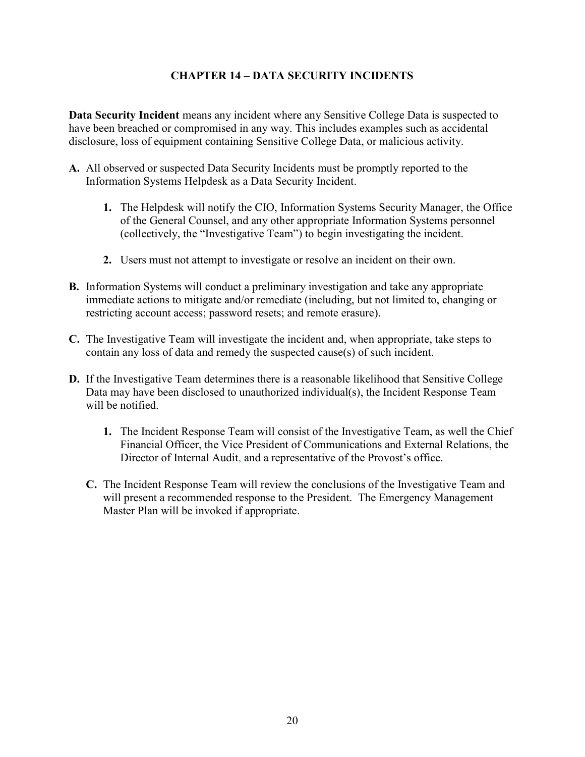# CHAPTER 14 – DATA SECURITY INCIDENTS

**Data Security Incident** means any incident where any Sensitive College Data is suspected to have been breached or compromised in any way. This includes examples such as accidental disclosure, loss of equipment containing Sensitive College Data, or malicious activity.

**A.** All observed or suspected Data Security Incidents must be promptly reported to the Information Systems Helpdesk as a Data Security Incident.

> **1.** The Helpdesk will notify the CIO, Information Systems Security Manager, the Office of the General Counsel, and any other appropriate Information Systems personnel (collectively, the "Investigative Team") to begin investigating the incident.
>
> **2.** Users must not attempt to investigate or resolve an incident on their own.

**B.** Information Systems will conduct a preliminary investigation and take any appropriate immediate actions to mitigate and/or remediate (including, but not limited to, changing or restricting account access; password resets; and remote erasure).

**C.** The Investigative Team will investigate the incident and, when appropriate, take steps to contain any loss of data and remedy the suspected cause(s) of such incident.

**D.** If the Investigative Team determines there is a reasonable likelihood that Sensitive College Data may have been disclosed to unauthorized individual(s), the Incident Response Team will be notified.

> **1.** The Incident Response Team will consist of the Investigative Team, as well the Chief Financial Officer, the Vice President of Communications and External Relations, the Director of Internal Audit, and a representative of the Provost's office.
>
> **C.** The Incident Response Team will review the conclusions of the Investigative Team and will present a recommended response to the President. The Emergency Management Master Plan will be invoked if appropriate.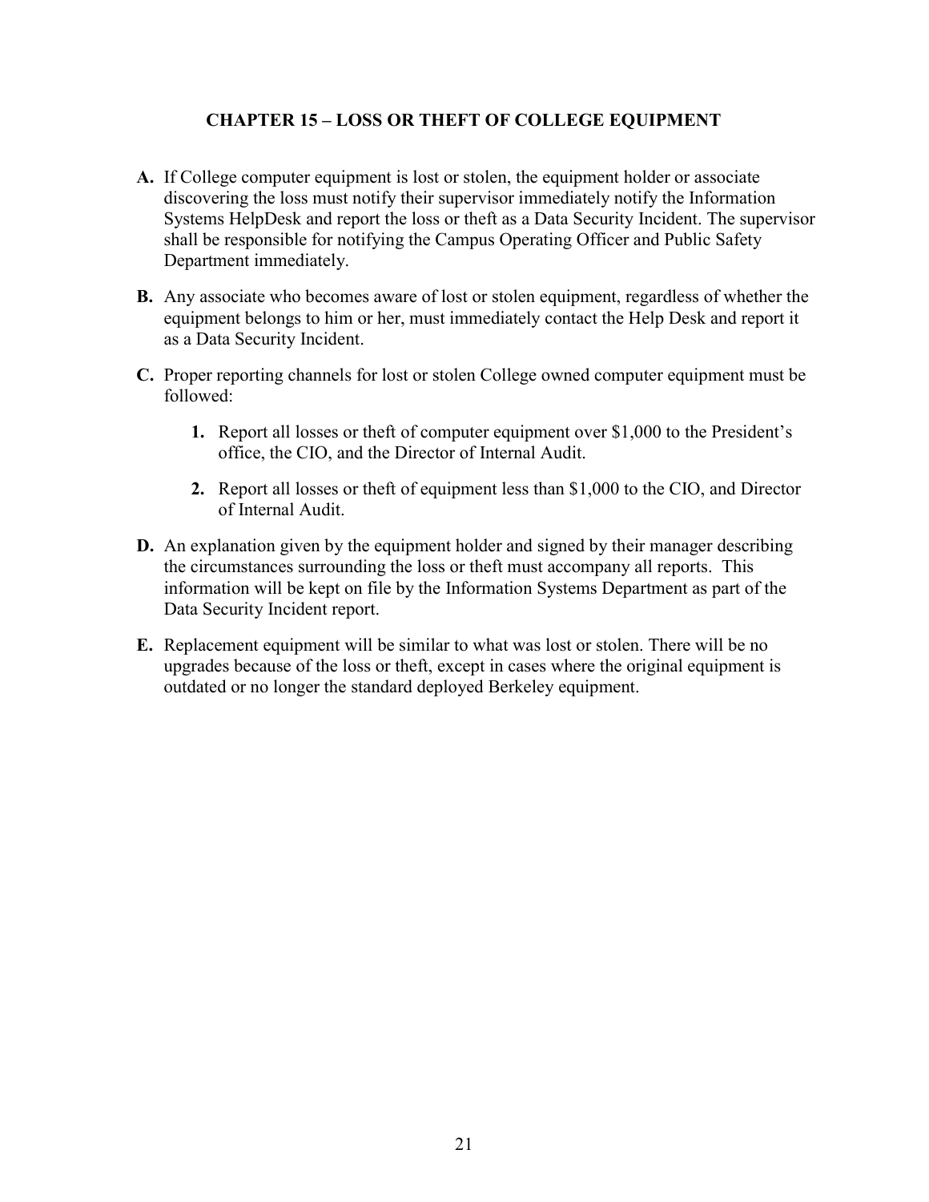## CHAPTER 15 – LOSS OR THEFT OF COLLEGE EQUIPMENT

**A.** If College computer equipment is lost or stolen, the equipment holder or associate discovering the loss must notify their supervisor immediately notify the Information Systems HelpDesk and report the loss or theft as a Data Security Incident. The supervisor shall be responsible for notifying the Campus Operating Officer and Public Safety Department immediately.

**B.** Any associate who becomes aware of lost or stolen equipment, regardless of whether the equipment belongs to him or her, must immediately contact the Help Desk and report it as a Data Security Incident.

**C.** Proper reporting channels for lost or stolen College owned computer equipment must be followed:

  1. Report all losses or theft of computer equipment over $1,000 to the President's office, the CIO, and the Director of Internal Audit.

  2. Report all losses or theft of equipment less than $1,000 to the CIO, and Director of Internal Audit.

**D.** An explanation given by the equipment holder and signed by their manager describing the circumstances surrounding the loss or theft must accompany all reports. This information will be kept on file by the Information Systems Department as part of the Data Security Incident report.

**E.** Replacement equipment will be similar to what was lost or stolen. There will be no upgrades because of the loss or theft, except in cases where the original equipment is outdated or no longer the standard deployed Berkeley equipment.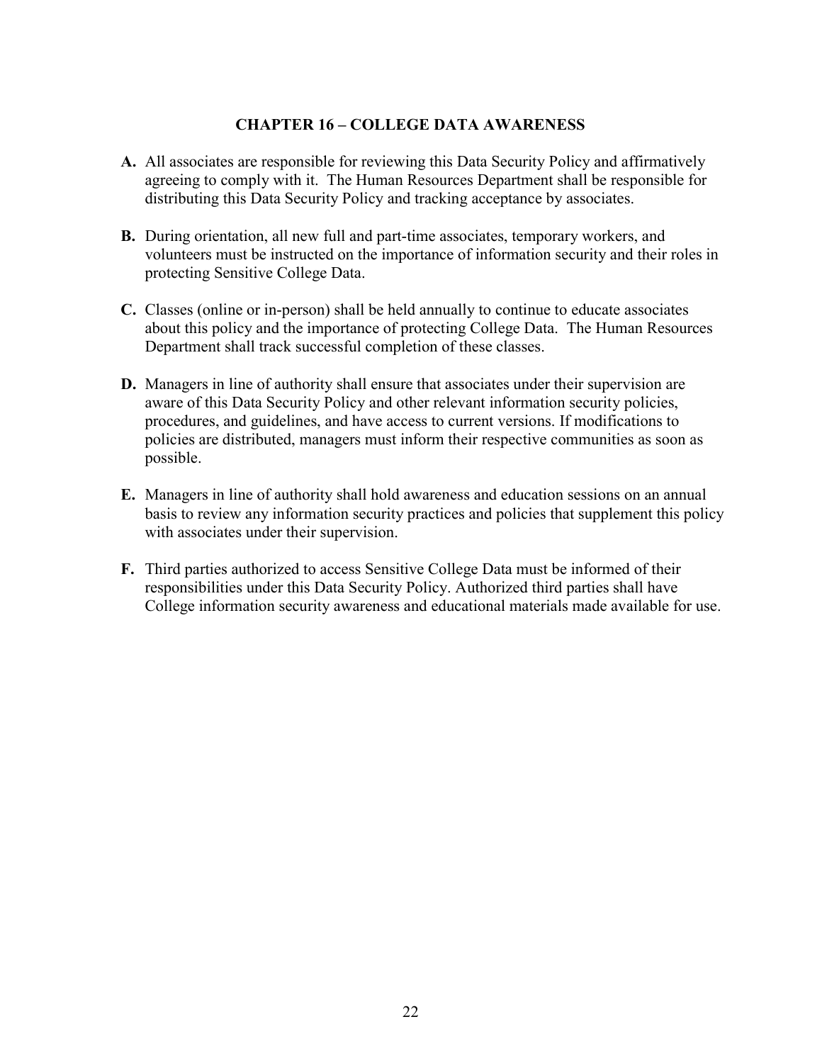## CHAPTER 16 – COLLEGE DATA AWARENESS

**A.** All associates are responsible for reviewing this Data Security Policy and affirmatively agreeing to comply with it. The Human Resources Department shall be responsible for distributing this Data Security Policy and tracking acceptance by associates.

**B.** During orientation, all new full and part-time associates, temporary workers, and volunteers must be instructed on the importance of information security and their roles in protecting Sensitive College Data.

**C.** Classes (online or in-person) shall be held annually to continue to educate associates about this policy and the importance of protecting College Data. The Human Resources Department shall track successful completion of these classes.

**D.** Managers in line of authority shall ensure that associates under their supervision are aware of this Data Security Policy and other relevant information security policies, procedures, and guidelines, and have access to current versions. If modifications to policies are distributed, managers must inform their respective communities as soon as possible.

**E.** Managers in line of authority shall hold awareness and education sessions on an annual basis to review any information security practices and policies that supplement this policy with associates under their supervision.

**F.** Third parties authorized to access Sensitive College Data must be informed of their responsibilities under this Data Security Policy. Authorized third parties shall have College information security awareness and educational materials made available for use.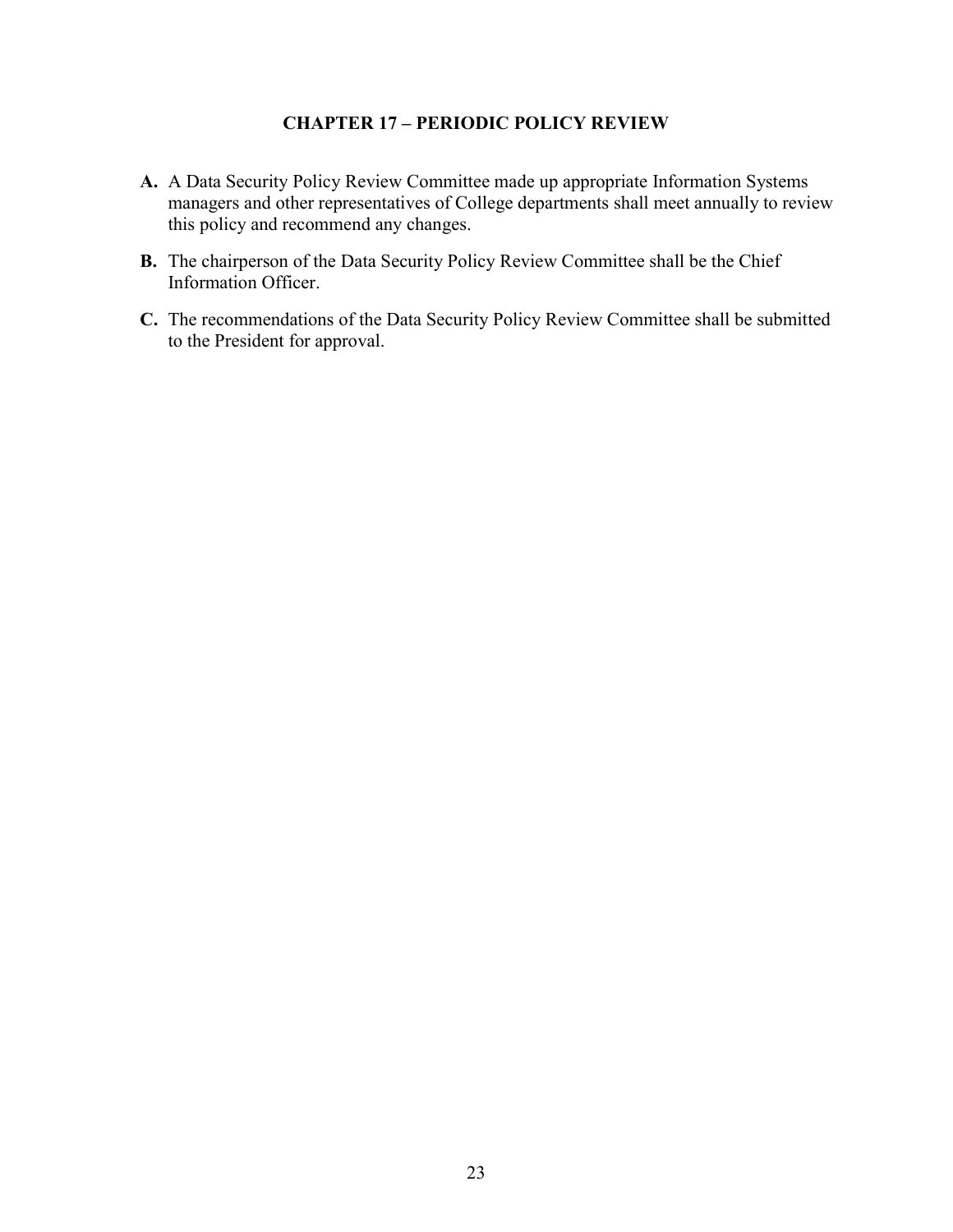## CHAPTER 17 – PERIODIC POLICY REVIEW

**A.** A Data Security Policy Review Committee made up appropriate Information Systems managers and other representatives of College departments shall meet annually to review this policy and recommend any changes.

**B.** The chairperson of the Data Security Policy Review Committee shall be the Chief Information Officer.

**C.** The recommendations of the Data Security Policy Review Committee shall be submitted to the President for approval.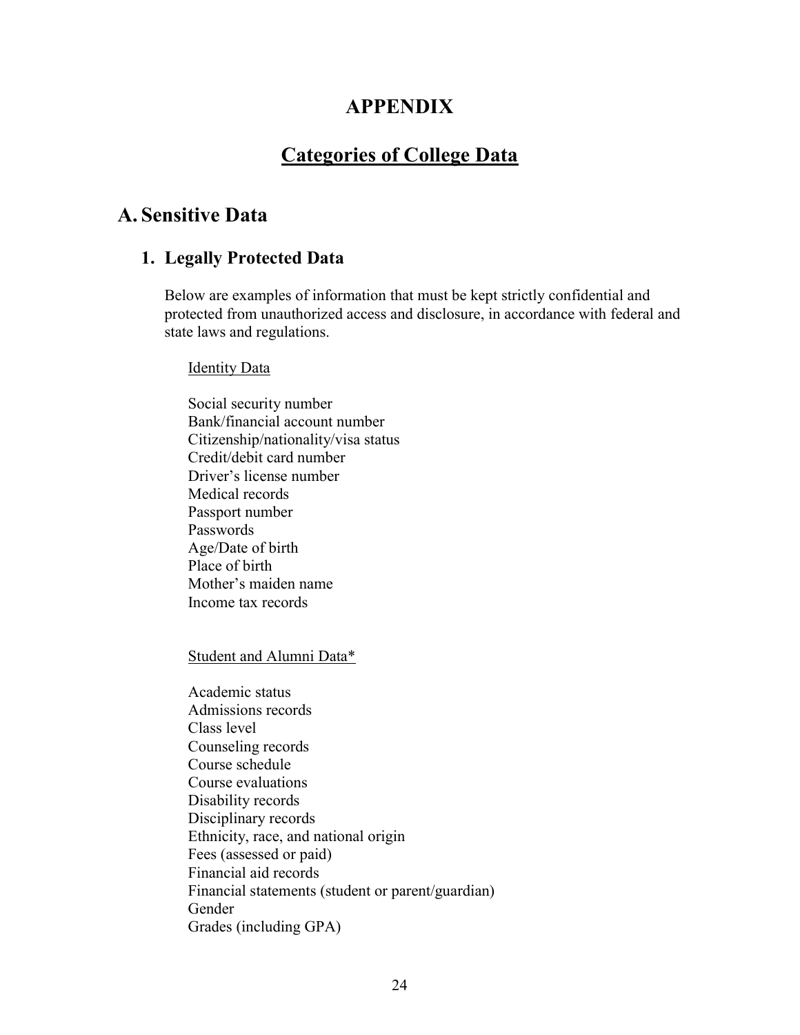# APPENDIX

## Categories of College Data

## A. Sensitive Data

### 1. Legally Protected Data

Below are examples of information that must be kept strictly confidential and protected from unauthorized access and disclosure, in accordance with federal and state laws and regulations.

Identity Data

Social security number
Bank/financial account number
Citizenship/nationality/visa status
Credit/debit card number
Driver's license number
Medical records
Passport number
Passwords
Age/Date of birth
Place of birth
Mother's maiden name
Income tax records

Student and Alumni Data*

Academic status
Admissions records
Class level
Counseling records
Course schedule
Course evaluations
Disability records
Disciplinary records
Ethnicity, race, and national origin
Fees (assessed or paid)
Financial aid records
Financial statements (student or parent/guardian)
Gender
Grades (including GPA)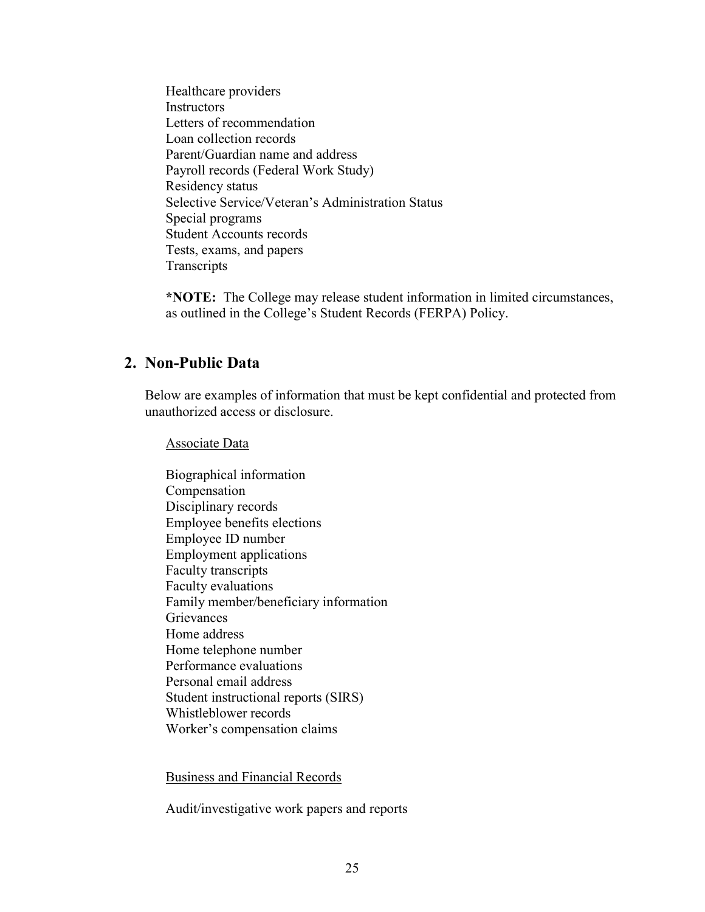Healthcare providers
Instructors
Letters of recommendation
Loan collection records
Parent/Guardian name and address
Payroll records (Federal Work Study)
Residency status
Selective Service/Veteran's Administration Status
Special programs
Student Accounts records
Tests, exams, and papers
Transcripts

**\*NOTE:** The College may release student information in limited circumstances, as outlined in the College's Student Records (FERPA) Policy.

## 2. Non-Public Data

Below are examples of information that must be kept confidential and protected from unauthorized access or disclosure.

<u>Associate Data</u>

Biographical information
Compensation
Disciplinary records
Employee benefits elections
Employee ID number
Employment applications
Faculty transcripts
Faculty evaluations
Family member/beneficiary information
Grievances
Home address
Home telephone number
Performance evaluations
Personal email address
Student instructional reports (SIRS)
Whistleblower records
Worker's compensation claims

<u>Business and Financial Records</u>

Audit/investigative work papers and reports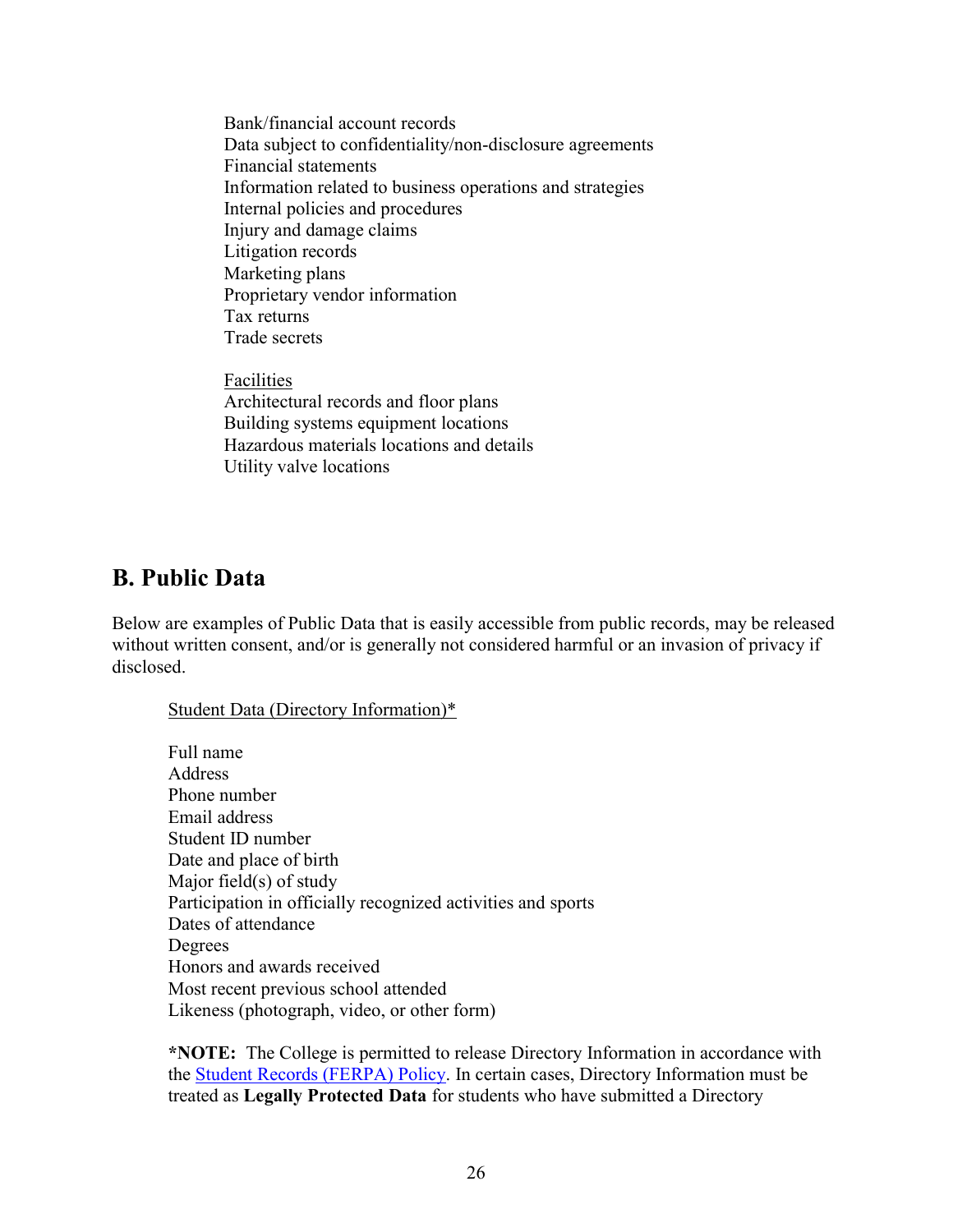Bank/financial account records
Data subject to confidentiality/non-disclosure agreements
Financial statements
Information related to business operations and strategies
Internal policies and procedures
Injury and damage claims
Litigation records
Marketing plans
Proprietary vendor information
Tax returns
Trade secrets

<u>Facilities</u>
Architectural records and floor plans
Building systems equipment locations
Hazardous materials locations and details
Utility valve locations

## B. Public Data

Below are examples of Public Data that is easily accessible from public records, may be released without written consent, and/or is generally not considered harmful or an invasion of privacy if disclosed.

<u>Student Data (Directory Information)*</u>

Full name
Address
Phone number
Email address
Student ID number
Date and place of birth
Major field(s) of study
Participation in officially recognized activities and sports
Dates of attendance
Degrees
Honors and awards received
Most recent previous school attended
Likeness (photograph, video, or other form)

***NOTE:** The College is permitted to release Directory Information in accordance with the Student Records (FERPA) Policy. In certain cases, Directory Information must be treated as **Legally Protected Data** for students who have submitted a Directory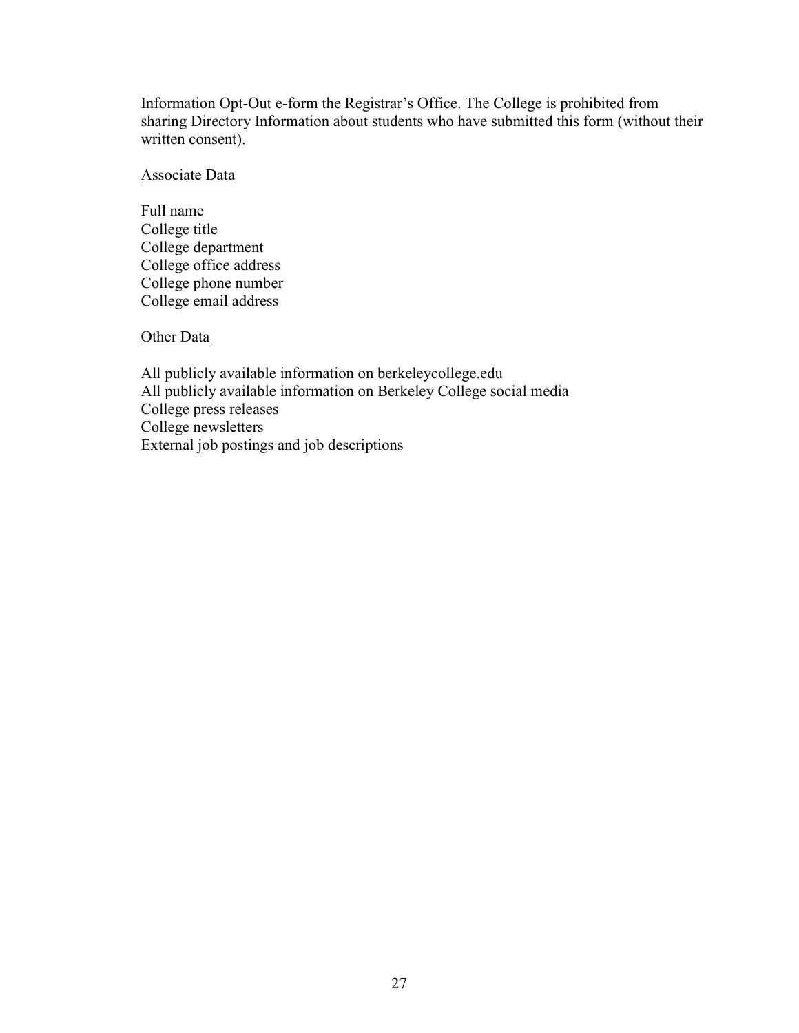Information Opt-Out e-form the Registrar's Office. The College is prohibited from sharing Directory Information about students who have submitted this form (without their written consent).

<u>Associate Data</u>

Full name
College title
College department
College office address
College phone number
College email address

<u>Other Data</u>

All publicly available information on berkeleycollege.edu
All publicly available information on Berkeley College social media
College press releases
College newsletters
External job postings and job descriptions